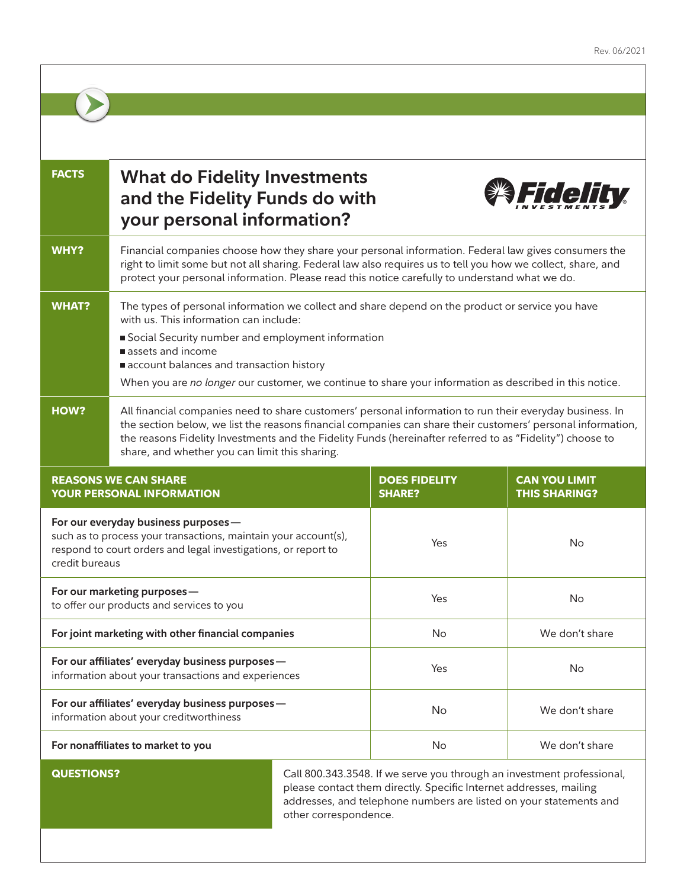Rev. 06/2021

| FACTS | What do Fidelity Investments and the Fidelity Funds do with your personal information? |
|---|---|
| WHY? | Financial companies choose how they share your personal information. Federal law gives consumers the right to limit some but not all sharing. Federal law also requires us to tell you how we collect, share, and protect your personal information. Please read this notice carefully to understand what we do. |
| WHAT? | The types of personal information we collect and share depend on the product or service you have with us. This information can include:<br>■ Social Security number and employment information<br>■ assets and income<br>■ account balances and transaction history<br>When you are *no longer* our customer, we continue to share your information as described in this notice. |
| HOW? | All financial companies need to share customers' personal information to run their everyday business. In the section below, we list the reasons financial companies can share their customers' personal information, the reasons Fidelity Investments and the Fidelity Funds (hereinafter referred to as "Fidelity") choose to share, and whether you can limit this sharing. |

| REASONS WE CAN SHARE YOUR PERSONAL INFORMATION | DOES FIDELITY SHARE? | CAN YOU LIMIT THIS SHARING? |
|---|---|---|
| **For our everyday business purposes**— such as to process your transactions, maintain your account(s), respond to court orders and legal investigations, or report to credit bureaus | Yes | No |
| **For our marketing purposes**— to offer our products and services to you | Yes | No |
| **For joint marketing with other financial companies** | No | We don't share |
| **For our affiliates' everyday business purposes**— information about your transactions and experiences | Yes | No |
| **For our affiliates' everyday business purposes**— information about your creditworthiness | No | We don't share |
| **For nonaffiliates to market to you** | No | We don't share |

| QUESTIONS? | Call 800.343.3548. If we serve you through an investment professional, please contact them directly. Specific Internet addresses, mailing addresses, and telephone numbers are listed on your statements and other correspondence. |
|---|---|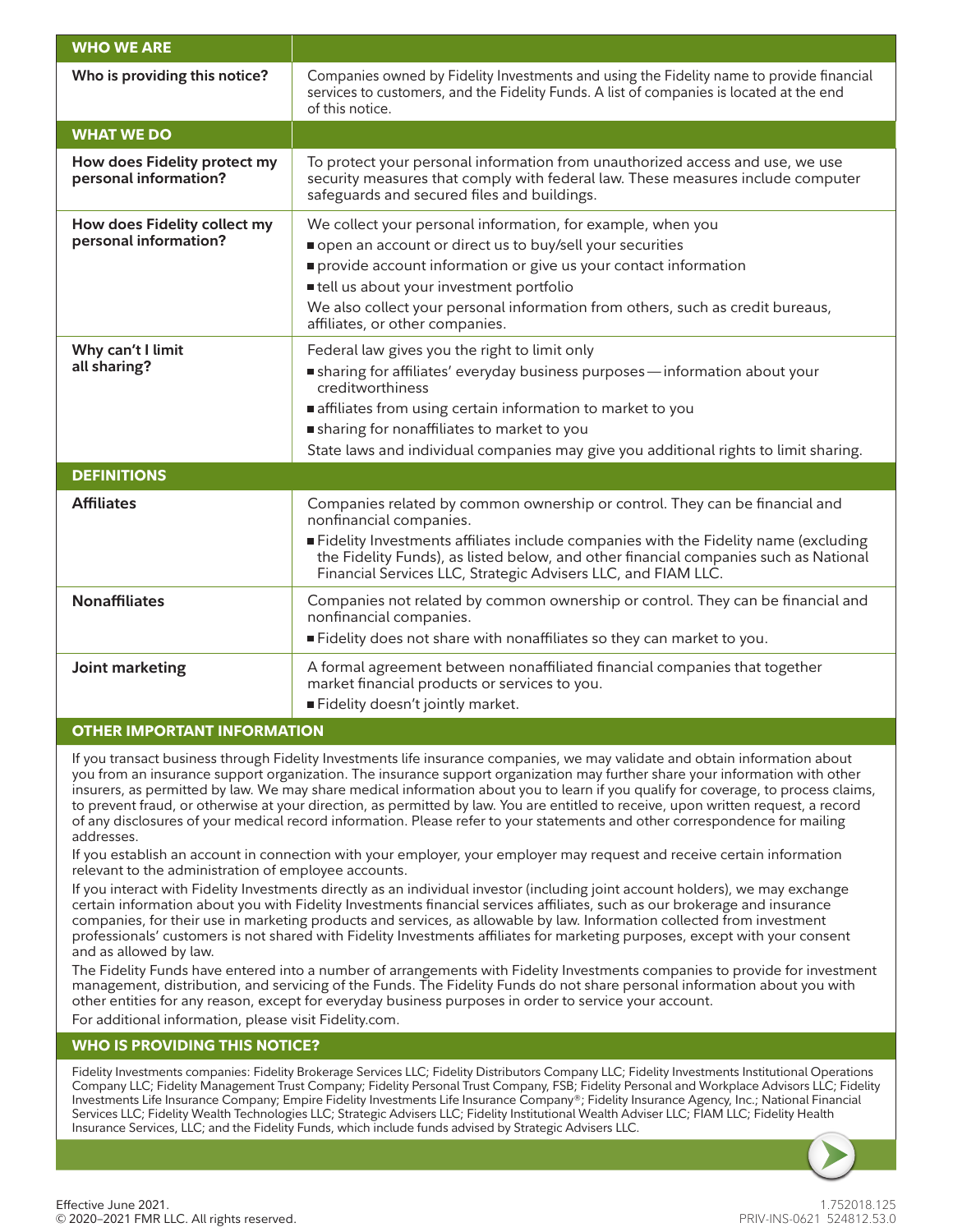| WHO WE ARE | |
|---|---|
| **Who is providing this notice?** | Companies owned by Fidelity Investments and using the Fidelity name to provide financial services to customers, and the Fidelity Funds. A list of companies is located at the end of this notice. |
| **WHAT WE DO** | |
| **How does Fidelity protect my personal information?** | To protect your personal information from unauthorized access and use, we use security measures that comply with federal law. These measures include computer safeguards and secured files and buildings. |
| **How does Fidelity collect my personal information?** | We collect your personal information, for example, when you<br>■ open an account or direct us to buy/sell your securities<br>■ provide account information or give us your contact information<br>■ tell us about your investment portfolio<br>We also collect your personal information from others, such as credit bureaus, affiliates, or other companies. |
| **Why can't I limit all sharing?** | Federal law gives you the right to limit only<br>■ sharing for affiliates' everyday business purposes—information about your creditworthiness<br>■ affiliates from using certain information to market to you<br>■ sharing for nonaffiliates to market to you<br>State laws and individual companies may give you additional rights to limit sharing. |
| **DEFINITIONS** | |
| **Affiliates** | Companies related by common ownership or control. They can be financial and nonfinancial companies.<br>■ Fidelity Investments affiliates include companies with the Fidelity name (excluding the Fidelity Funds), as listed below, and other financial companies such as National Financial Services LLC, Strategic Advisers LLC, and FIAM LLC. |
| **Nonaffiliates** | Companies not related by common ownership or control. They can be financial and nonfinancial companies.<br>■ Fidelity does not share with nonaffiliates so they can market to you. |
| **Joint marketing** | A formal agreement between nonaffiliated financial companies that together market financial products or services to you.<br>■ Fidelity doesn't jointly market. |

## OTHER IMPORTANT INFORMATION

If you transact business through Fidelity Investments life insurance companies, we may validate and obtain information about you from an insurance support organization. The insurance support organization may further share your information with other insurers, as permitted by law. We may share medical information about you to learn if you qualify for coverage, to process claims, to prevent fraud, or otherwise at your direction, as permitted by law. You are entitled to receive, upon written request, a record of any disclosures of your medical record information. Please refer to your statements and other correspondence for mailing addresses.

If you establish an account in connection with your employer, your employer may request and receive certain information relevant to the administration of employee accounts.

If you interact with Fidelity Investments directly as an individual investor (including joint account holders), we may exchange certain information about you with Fidelity Investments financial services affiliates, such as our brokerage and insurance companies, for their use in marketing products and services, as allowable by law. Information collected from investment professionals' customers is not shared with Fidelity Investments affiliates for marketing purposes, except with your consent and as allowed by law.

The Fidelity Funds have entered into a number of arrangements with Fidelity Investments companies to provide for investment management, distribution, and servicing of the Funds. The Fidelity Funds do not share personal information about you with other entities for any reason, except for everyday business purposes in order to service your account.

For additional information, please visit Fidelity.com.

## WHO IS PROVIDING THIS NOTICE?

Fidelity Investments companies: Fidelity Brokerage Services LLC; Fidelity Distributors Company LLC; Fidelity Investments Institutional Operations Company LLC; Fidelity Management Trust Company; Fidelity Personal Trust Company, FSB; Fidelity Personal and Workplace Advisors LLC; Fidelity Investments Life Insurance Company; Empire Fidelity Investments Life Insurance Company®; Fidelity Insurance Agency, Inc.; National Financial Services LLC; Fidelity Wealth Technologies LLC; Strategic Advisers LLC; Fidelity Institutional Wealth Adviser LLC; FIAM LLC; Fidelity Health Insurance Services, LLC; and the Fidelity Funds, which include funds advised by Strategic Advisers LLC.

Effective June 2021.
© 2020–2021 FMR LLC. All rights reserved.

1.752018.125
PRIV-INS-0621 524812.53.0